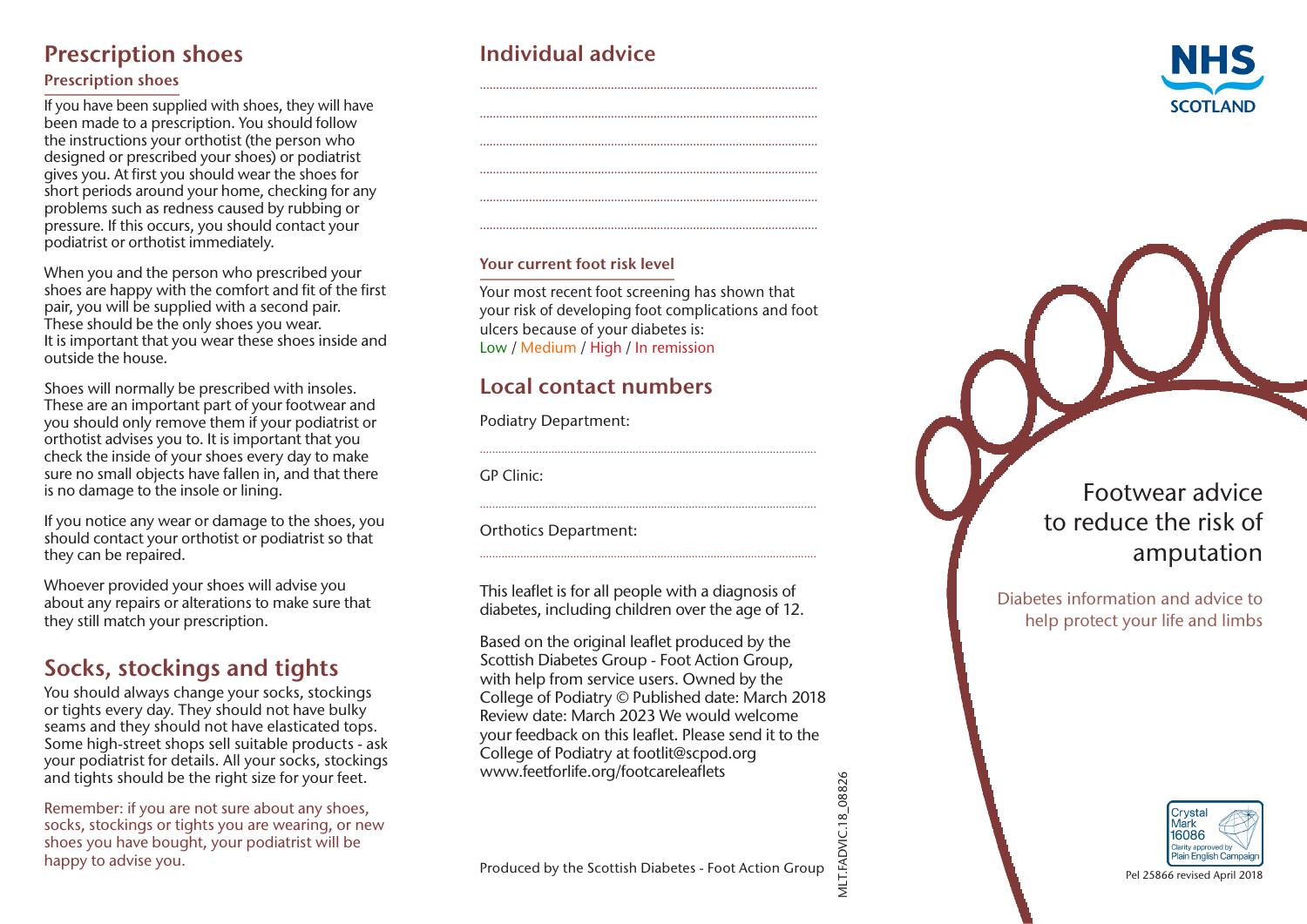## Prescription shoes

### Prescription shoes

If you have been supplied with shoes, they will have been made to a prescription. You should follow the instructions your orthotist (the person who designed or prescribed your shoes) or podiatrist gives you. At first you should wear the shoes for short periods around your home, checking for any problems such as redness caused by rubbing or pressure. If this occurs, you should contact your podiatrist or orthotist immediately.

When you and the person who prescribed your shoes are happy with the comfort and fit of the first pair, you will be supplied with a second pair. These should be the only shoes you wear. It is important that you wear these shoes inside and outside the house.

Shoes will normally be prescribed with insoles. These are an important part of your footwear and you should only remove them if your podiatrist or orthotist advises you to. It is important that you check the inside of your shoes every day to make sure no small objects have fallen in, and that there is no damage to the insole or lining.

If you notice any wear or damage to the shoes, you should contact your orthotist or podiatrist so that they can be repaired.

Whoever provided your shoes will advise you about any repairs or alterations to make sure that they still match your prescription.

## Socks, stockings and tights

You should always change your socks, stockings or tights every day. They should not have bulky seams and they should not have elasticated tops. Some high-street shops sell suitable products - ask your podiatrist for details. All your socks, stockings and tights should be the right size for your feet.

Remember: if you are not sure about any shoes, socks, stockings or tights you are wearing, or new shoes you have bought, your podiatrist will be happy to advise you.

## Individual advice

..............................................................................................

..............................................................................................

..............................................................................................

..............................................................................................

..............................................................................................

..............................................................................................

### Your current foot risk level

Your most recent foot screening has shown that your risk of developing foot complications and foot ulcers because of your diabetes is:
Low / Medium / High / In remission

## Local contact numbers

Podiatry Department:

..............................................................................................

GP Clinic:

..............................................................................................

Orthotics Department:

..............................................................................................

This leaflet is for all people with a diagnosis of diabetes, including children over the age of 12.

Based on the original leaflet produced by the Scottish Diabetes Group - Foot Action Group, with help from service users. Owned by the College of Podiatry © Published date: March 2018 Review date: March 2023 We would welcome your feedback on this leaflet. Please send it to the College of Podiatry at footlit@scpod.org www.feetforlife.org/footcareleaflets

Produced by the Scottish Diabetes - Foot Action Group

MLT.FADVIC.18_08826

NHS SCOTLAND

# Footwear advice to reduce the risk of amputation

Diabetes information and advice to help protect your life and limbs

Crystal Mark 16086 Clarity approved by Plain English Campaign

Pel 25866 revised April 2018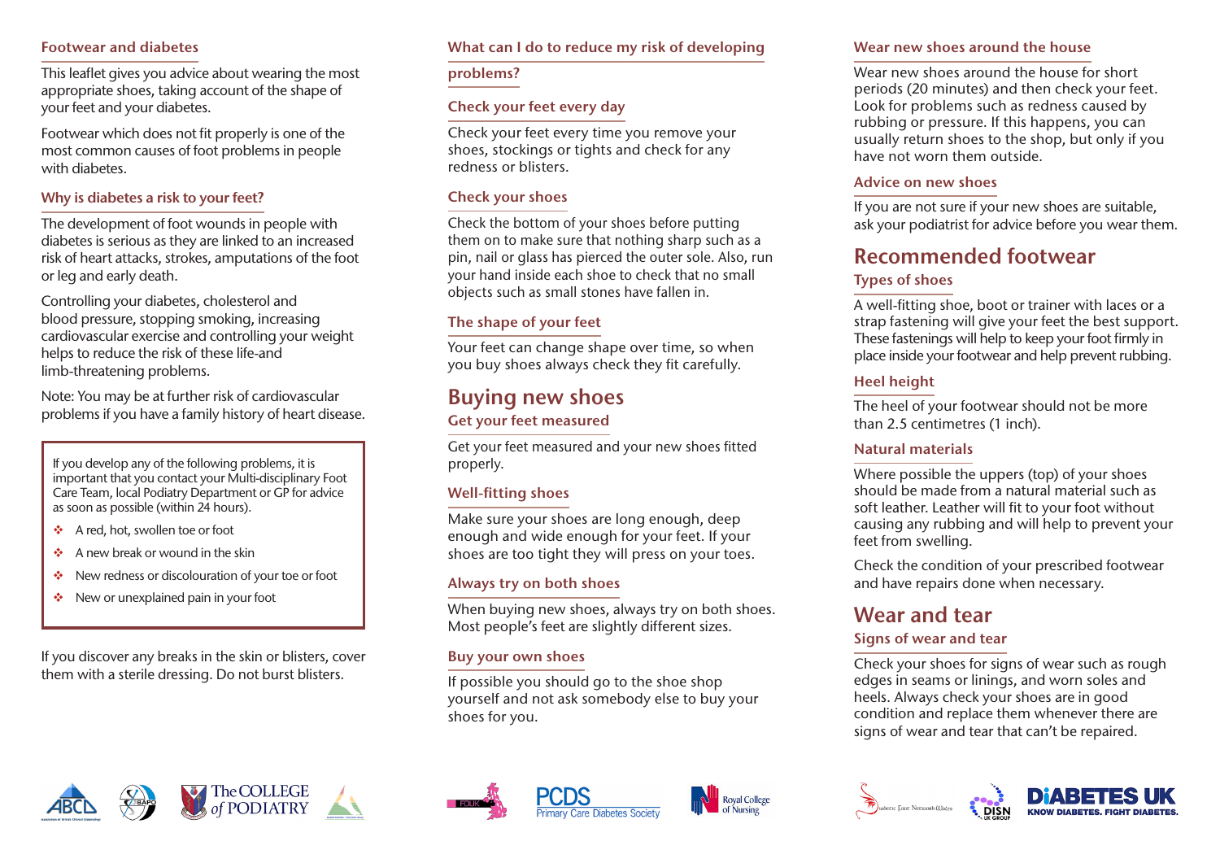## Footwear and diabetes

This leaflet gives you advice about wearing the most appropriate shoes, taking account of the shape of your feet and your diabetes.

Footwear which does not fit properly is one of the most common causes of foot problems in people with diabetes.

## Why is diabetes a risk to your feet?

The development of foot wounds in people with diabetes is serious as they are linked to an increased risk of heart attacks, strokes, amputations of the foot or leg and early death.

Controlling your diabetes, cholesterol and blood pressure, stopping smoking, increasing cardiovascular exercise and controlling your weight helps to reduce the risk of these life-and limb-threatening problems.

Note: You may be at further risk of cardiovascular problems if you have a family history of heart disease.

> If you develop any of the following problems, it is important that you contact your Multi-disciplinary Foot Care Team, local Podiatry Department or GP for advice as soon as possible (within 24 hours).
>
> - A red, hot, swollen toe or foot
> - A new break or wound in the skin
> - New redness or discolouration of your toe or foot
> - New or unexplained pain in your foot

If you discover any breaks in the skin or blisters, cover them with a sterile dressing. Do not burst blisters.

## What can I do to reduce my risk of developing problems?

### Check your feet every day

Check your feet every time you remove your shoes, stockings or tights and check for any redness or blisters.

### Check your shoes

Check the bottom of your shoes before putting them on to make sure that nothing sharp such as a pin, nail or glass has pierced the outer sole. Also, run your hand inside each shoe to check that no small objects such as small stones have fallen in.

### The shape of your feet

Your feet can change shape over time, so when you buy shoes always check they fit carefully.

# Buying new shoes

### Get your feet measured

Get your feet measured and your new shoes fitted properly.

### Well-fitting shoes

Make sure your shoes are long enough, deep enough and wide enough for your feet. If your shoes are too tight they will press on your toes.

### Always try on both shoes

When buying new shoes, always try on both shoes. Most people's feet are slightly different sizes.

### Buy your own shoes

If possible you should go to the shoe shop yourself and not ask somebody else to buy your shoes for you.

### Wear new shoes around the house

Wear new shoes around the house for short periods (20 minutes) and then check your feet. Look for problems such as redness caused by rubbing or pressure. If this happens, you can usually return shoes to the shop, but only if you have not worn them outside.

### Advice on new shoes

If you are not sure if your new shoes are suitable, ask your podiatrist for advice before you wear them.

# Recommended footwear

### Types of shoes

A well-fitting shoe, boot or trainer with laces or a strap fastening will give your feet the best support. These fastenings will help to keep your foot firmly in place inside your footwear and help prevent rubbing.

### Heel height

The heel of your footwear should not be more than 2.5 centimetres (1 inch).

### Natural materials

Where possible the uppers (top) of your shoes should be made from a natural material such as soft leather. Leather will fit to your foot without causing any rubbing and will help to prevent your feet from swelling.

Check the condition of your prescribed footwear and have repairs done when necessary.

# Wear and tear

### Signs of wear and tear

Check your shoes for signs of wear such as rough edges in seams or linings, and worn soles and heels. Always check your shoes are in good condition and replace them whenever there are signs of wear and tear that can't be repaired.